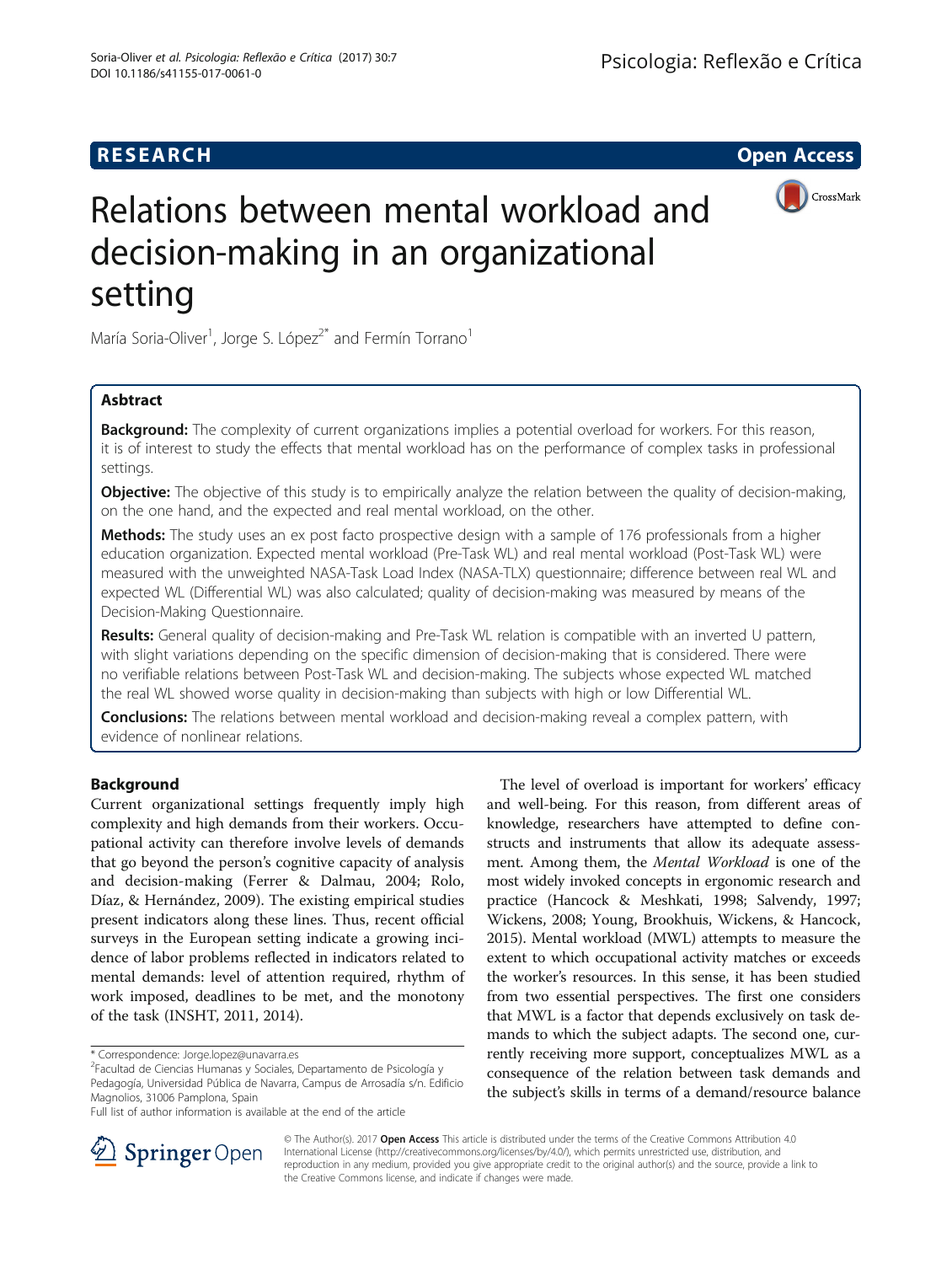**RESEARCH** **Open Access**

# Relations between mental workload and decision-making in an organizational setting

María Soria-Oliver[1], Jorge S. López[2*] and Fermín Torrano[1]

## Asbtract

**Background:** The complexity of current organizations implies a potential overload for workers. For this reason, it is of interest to study the effects that mental workload has on the performance of complex tasks in professional settings.

**Objective:** The objective of this study is to empirically analyze the relation between the quality of decision-making, on the one hand, and the expected and real mental workload, on the other.

**Methods:** The study uses an ex post facto prospective design with a sample of 176 professionals from a higher education organization. Expected mental workload (Pre-Task WL) and real mental workload (Post-Task WL) were measured with the unweighted NASA-Task Load Index (NASA-TLX) questionnaire; difference between real WL and expected WL (Differential WL) was also calculated; quality of decision-making was measured by means of the Decision-Making Questionnaire.

**Results:** General quality of decision-making and Pre-Task WL relation is compatible with an inverted U pattern, with slight variations depending on the specific dimension of decision-making that is considered. There were no verifiable relations between Post-Task WL and decision-making. The subjects whose expected WL matched the real WL showed worse quality in decision-making than subjects with high or low Differential WL.

**Conclusions:** The relations between mental workload and decision-making reveal a complex pattern, with evidence of nonlinear relations.

## Background

Current organizational settings frequently imply high complexity and high demands from their workers. Occupational activity can therefore involve levels of demands that go beyond the person's cognitive capacity of analysis and decision-making (Ferrer & Dalmau, 2004; Rolo, Díaz, & Hernández, 2009). The existing empirical studies present indicators along these lines. Thus, recent official surveys in the European setting indicate a growing incidence of labor problems reflected in indicators related to mental demands: level of attention required, rhythm of work imposed, deadlines to be met, and the monotony of the task (INSHT, 2011, 2014).

The level of overload is important for workers' efficacy and well-being. For this reason, from different areas of knowledge, researchers have attempted to define constructs and instruments that allow its adequate assessment. Among them, the *Mental Workload* is one of the most widely invoked concepts in ergonomic research and practice (Hancock & Meshkati, 1998; Salvendy, 1997; Wickens, 2008; Young, Brookhuis, Wickens, & Hancock, 2015). Mental workload (MWL) attempts to measure the extent to which occupational activity matches or exceeds the worker's resources. In this sense, it has been studied from two essential perspectives. The first one considers that MWL is a factor that depends exclusively on task demands to which the subject adapts. The second one, currently receiving more support, conceptualizes MWL as a consequence of the relation between task demands and the subject's skills in terms of a demand/resource balance

\* Correspondence: Jorge.lopez@unavarra.es

[2]Facultad de Ciencias Humanas y Sociales, Departamento de Psicología y Pedagogía, Universidad Pública de Navarra, Campus de Arrosadía s/n. Edificio Magnolios, 31006 Pamplona, Spain

Full list of author information is available at the end of the article

© The Author(s). 2017 **Open Access** This article is distributed under the terms of the Creative Commons Attribution 4.0 International License (http://creativecommons.org/licenses/by/4.0/), which permits unrestricted use, distribution, and reproduction in any medium, provided you give appropriate credit to the original author(s) and the source, provide a link to the Creative Commons license, and indicate if changes were made.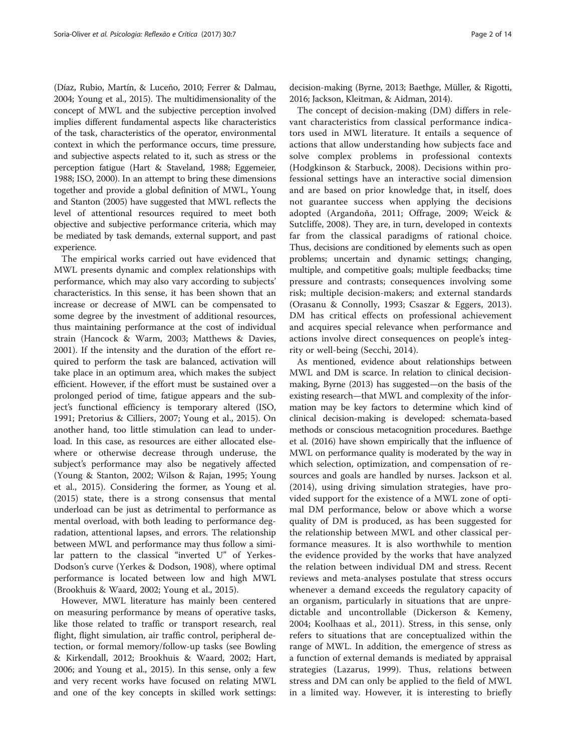(Díaz, Rubio, Martín, & Luceño, 2010; Ferrer & Dalmau, 2004; Young et al., 2015). The multidimensionality of the concept of MWL and the subjective perception involved implies different fundamental aspects like characteristics of the task, characteristics of the operator, environmental context in which the performance occurs, time pressure, and subjective aspects related to it, such as stress or the perception fatigue (Hart & Staveland, 1988; Eggemeier, 1988; ISO, 2000). In an attempt to bring these dimensions together and provide a global definition of MWL, Young and Stanton (2005) have suggested that MWL reflects the level of attentional resources required to meet both objective and subjective performance criteria, which may be mediated by task demands, external support, and past experience.

The empirical works carried out have evidenced that MWL presents dynamic and complex relationships with performance, which may also vary according to subjects' characteristics. In this sense, it has been shown that an increase or decrease of MWL can be compensated to some degree by the investment of additional resources, thus maintaining performance at the cost of individual strain (Hancock & Warm, 2003; Matthews & Davies, 2001). If the intensity and the duration of the effort required to perform the task are balanced, activation will take place in an optimum area, which makes the subject efficient. However, if the effort must be sustained over a prolonged period of time, fatigue appears and the subject's functional efficiency is temporary altered (ISO, 1991; Pretorius & Cilliers, 2007; Young et al., 2015). On another hand, too little stimulation can lead to underload. In this case, as resources are either allocated elsewhere or otherwise decrease through underuse, the subject's performance may also be negatively affected (Young & Stanton, 2002; Wilson & Rajan, 1995; Young et al., 2015). Considering the former, as Young et al. (2015) state, there is a strong consensus that mental underload can be just as detrimental to performance as mental overload, with both leading to performance degradation, attentional lapses, and errors. The relationship between MWL and performance may thus follow a similar pattern to the classical "inverted U" of Yerkes-Dodson's curve (Yerkes & Dodson, 1908), where optimal performance is located between low and high MWL (Brookhuis & Waard, 2002; Young et al., 2015).

However, MWL literature has mainly been centered on measuring performance by means of operative tasks, like those related to traffic or transport research, real flight, flight simulation, air traffic control, peripheral detection, or formal memory/follow-up tasks (see Bowling & Kirkendall, 2012; Brookhuis & Waard, 2002; Hart, 2006; and Young et al., 2015). In this sense, only a few and very recent works have focused on relating MWL and one of the key concepts in skilled work settings: decision-making (Byrne, 2013; Baethge, Müller, & Rigotti, 2016; Jackson, Kleitman, & Aidman, 2014).

The concept of decision-making (DM) differs in relevant characteristics from classical performance indicators used in MWL literature. It entails a sequence of actions that allow understanding how subjects face and solve complex problems in professional contexts (Hodgkinson & Starbuck, 2008). Decisions within professional settings have an interactive social dimension and are based on prior knowledge that, in itself, does not guarantee success when applying the decisions adopted (Argandoña, 2011; Offrage, 2009; Weick & Sutcliffe, 2008). They are, in turn, developed in contexts far from the classical paradigms of rational choice. Thus, decisions are conditioned by elements such as open problems; uncertain and dynamic settings; changing, multiple, and competitive goals; multiple feedbacks; time pressure and contrasts; consequences involving some risk; multiple decision-makers; and external standards (Orasanu & Connolly, 1993; Csaszar & Eggers, 2013). DM has critical effects on professional achievement and acquires special relevance when performance and actions involve direct consequences on people's integrity or well-being (Secchi, 2014).

As mentioned, evidence about relationships between MWL and DM is scarce. In relation to clinical decision-making, Byrne (2013) has suggested—on the basis of the existing research—that MWL and complexity of the information may be key factors to determine which kind of clinical decision-making is developed: schemata-based methods or conscious metacognition procedures. Baethge et al. (2016) have shown empirically that the influence of MWL on performance quality is moderated by the way in which selection, optimization, and compensation of resources and goals are handled by nurses. Jackson et al. (2014), using driving simulation strategies, have provided support for the existence of a MWL zone of optimal DM performance, below or above which a worse quality of DM is produced, as has been suggested for the relationship between MWL and other classical performance measures. It is also worthwhile to mention the evidence provided by the works that have analyzed the relation between individual DM and stress. Recent reviews and meta-analyses postulate that stress occurs whenever a demand exceeds the regulatory capacity of an organism, particularly in situations that are unpredictable and uncontrollable (Dickerson & Kemeny, 2004; Koolhaas et al., 2011). Stress, in this sense, only refers to situations that are conceptualized within the range of MWL. In addition, the emergence of stress as a function of external demands is mediated by appraisal strategies (Lazarus, 1999). Thus, relations between stress and DM can only be applied to the field of MWL in a limited way. However, it is interesting to briefly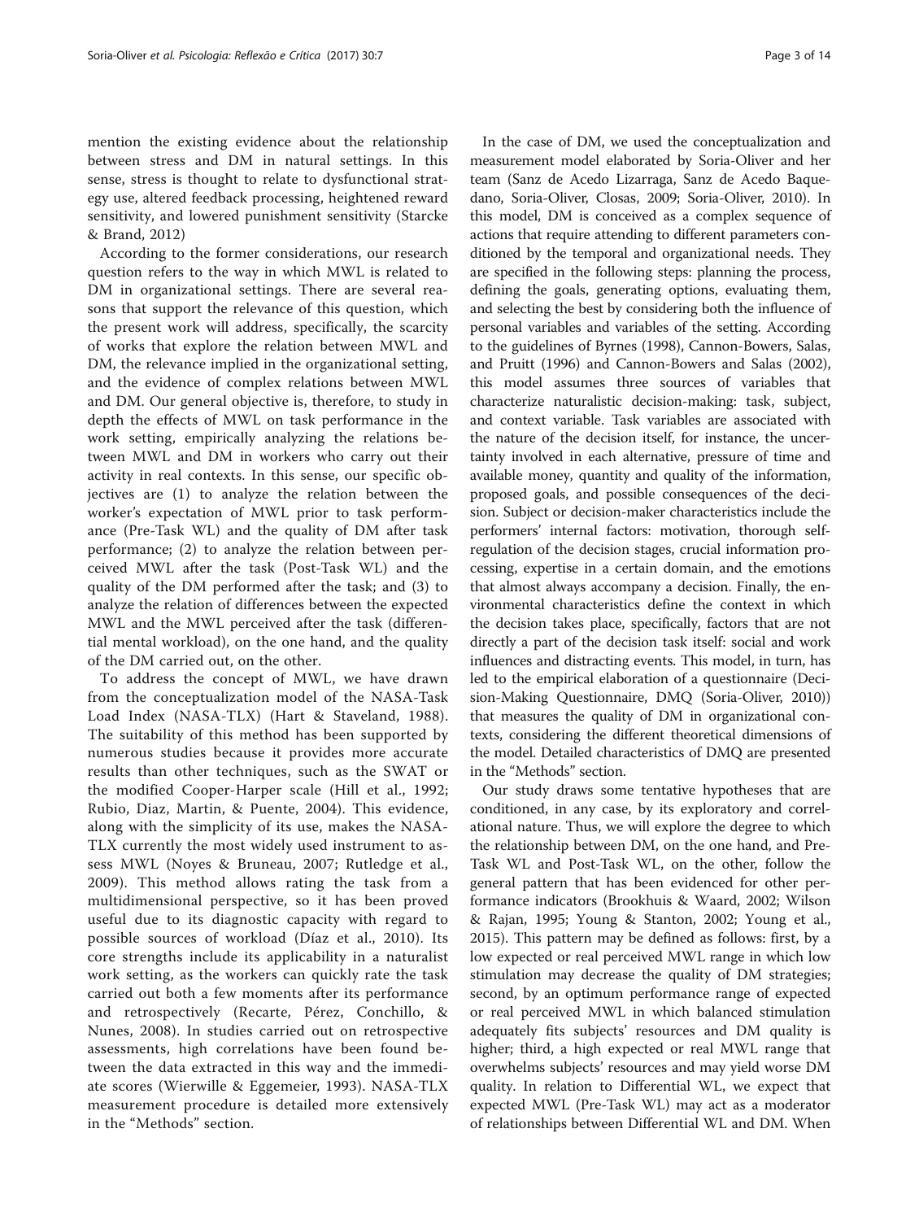mention the existing evidence about the relationship between stress and DM in natural settings. In this sense, stress is thought to relate to dysfunctional strategy use, altered feedback processing, heightened reward sensitivity, and lowered punishment sensitivity (Starcke & Brand, 2012)

According to the former considerations, our research question refers to the way in which MWL is related to DM in organizational settings. There are several reasons that support the relevance of this question, which the present work will address, specifically, the scarcity of works that explore the relation between MWL and DM, the relevance implied in the organizational setting, and the evidence of complex relations between MWL and DM. Our general objective is, therefore, to study in depth the effects of MWL on task performance in the work setting, empirically analyzing the relations between MWL and DM in workers who carry out their activity in real contexts. In this sense, our specific objectives are (1) to analyze the relation between the worker's expectation of MWL prior to task performance (Pre-Task WL) and the quality of DM after task performance; (2) to analyze the relation between perceived MWL after the task (Post-Task WL) and the quality of the DM performed after the task; and (3) to analyze the relation of differences between the expected MWL and the MWL perceived after the task (differential mental workload), on the one hand, and the quality of the DM carried out, on the other.

To address the concept of MWL, we have drawn from the conceptualization model of the NASA-Task Load Index (NASA-TLX) (Hart & Staveland, 1988). The suitability of this method has been supported by numerous studies because it provides more accurate results than other techniques, such as the SWAT or the modified Cooper-Harper scale (Hill et al., 1992; Rubio, Diaz, Martin, & Puente, 2004). This evidence, along with the simplicity of its use, makes the NASA-TLX currently the most widely used instrument to assess MWL (Noyes & Bruneau, 2007; Rutledge et al., 2009). This method allows rating the task from a multidimensional perspective, so it has been proved useful due to its diagnostic capacity with regard to possible sources of workload (Díaz et al., 2010). Its core strengths include its applicability in a naturalist work setting, as the workers can quickly rate the task carried out both a few moments after its performance and retrospectively (Recarte, Pérez, Conchillo, & Nunes, 2008). In studies carried out on retrospective assessments, high correlations have been found between the data extracted in this way and the immediate scores (Wierwille & Eggemeier, 1993). NASA-TLX measurement procedure is detailed more extensively in the "Methods" section.

In the case of DM, we used the conceptualization and measurement model elaborated by Soria-Oliver and her team (Sanz de Acedo Lizarraga, Sanz de Acedo Baquedano, Soria-Oliver, Closas, 2009; Soria-Oliver, 2010). In this model, DM is conceived as a complex sequence of actions that require attending to different parameters conditioned by the temporal and organizational needs. They are specified in the following steps: planning the process, defining the goals, generating options, evaluating them, and selecting the best by considering both the influence of personal variables and variables of the setting. According to the guidelines of Byrnes (1998), Cannon-Bowers, Salas, and Pruitt (1996) and Cannon-Bowers and Salas (2002), this model assumes three sources of variables that characterize naturalistic decision-making: task, subject, and context variable. Task variables are associated with the nature of the decision itself, for instance, the uncertainty involved in each alternative, pressure of time and available money, quantity and quality of the information, proposed goals, and possible consequences of the decision. Subject or decision-maker characteristics include the performers' internal factors: motivation, thorough self-regulation of the decision stages, crucial information processing, expertise in a certain domain, and the emotions that almost always accompany a decision. Finally, the environmental characteristics define the context in which the decision takes place, specifically, factors that are not directly a part of the decision task itself: social and work influences and distracting events. This model, in turn, has led to the empirical elaboration of a questionnaire (Decision-Making Questionnaire, DMQ (Soria-Oliver, 2010)) that measures the quality of DM in organizational contexts, considering the different theoretical dimensions of the model. Detailed characteristics of DMQ are presented in the "Methods" section.

Our study draws some tentative hypotheses that are conditioned, in any case, by its exploratory and correlational nature. Thus, we will explore the degree to which the relationship between DM, on the one hand, and Pre-Task WL and Post-Task WL, on the other, follow the general pattern that has been evidenced for other performance indicators (Brookhuis & Waard, 2002; Wilson & Rajan, 1995; Young & Stanton, 2002; Young et al., 2015). This pattern may be defined as follows: first, by a low expected or real perceived MWL range in which low stimulation may decrease the quality of DM strategies; second, by an optimum performance range of expected or real perceived MWL in which balanced stimulation adequately fits subjects' resources and DM quality is higher; third, a high expected or real MWL range that overwhelms subjects' resources and may yield worse DM quality. In relation to Differential WL, we expect that expected MWL (Pre-Task WL) may act as a moderator of relationships between Differential WL and DM. When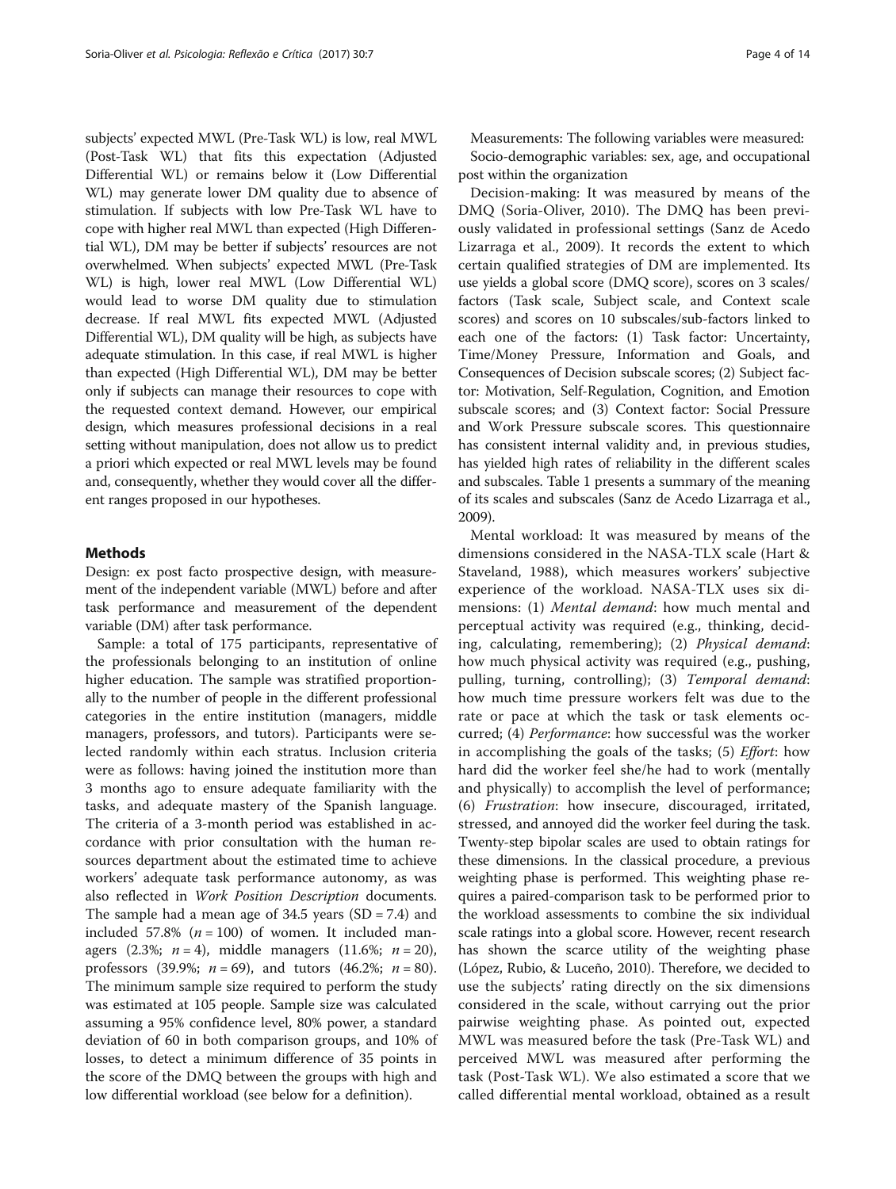subjects' expected MWL (Pre-Task WL) is low, real MWL (Post-Task WL) that fits this expectation (Adjusted Differential WL) or remains below it (Low Differential WL) may generate lower DM quality due to absence of stimulation. If subjects with low Pre-Task WL have to cope with higher real MWL than expected (High Differential WL), DM may be better if subjects' resources are not overwhelmed. When subjects' expected MWL (Pre-Task WL) is high, lower real MWL (Low Differential WL) would lead to worse DM quality due to stimulation decrease. If real MWL fits expected MWL (Adjusted Differential WL), DM quality will be high, as subjects have adequate stimulation. In this case, if real MWL is higher than expected (High Differential WL), DM may be better only if subjects can manage their resources to cope with the requested context demand. However, our empirical design, which measures professional decisions in a real setting without manipulation, does not allow us to predict a priori which expected or real MWL levels may be found and, consequently, whether they would cover all the different ranges proposed in our hypotheses.

## Methods

Design: ex post facto prospective design, with measurement of the independent variable (MWL) before and after task performance and measurement of the dependent variable (DM) after task performance.

Sample: a total of 175 participants, representative of the professionals belonging to an institution of online higher education. The sample was stratified proportionally to the number of people in the different professional categories in the entire institution (managers, middle managers, professors, and tutors). Participants were selected randomly within each stratus. Inclusion criteria were as follows: having joined the institution more than 3 months ago to ensure adequate familiarity with the tasks, and adequate mastery of the Spanish language. The criteria of a 3-month period was established in accordance with prior consultation with the human resources department about the estimated time to achieve workers' adequate task performance autonomy, as was also reflected in *Work Position Description* documents. The sample had a mean age of 34.5 years (SD = 7.4) and included 57.8% ($n = 100$) of women. It included managers (2.3%; $n = 4$), middle managers (11.6%; $n = 20$), professors (39.9%; $n = 69$), and tutors (46.2%; $n = 80$). The minimum sample size required to perform the study was estimated at 105 people. Sample size was calculated assuming a 95% confidence level, 80% power, a standard deviation of 60 in both comparison groups, and 10% of losses, to detect a minimum difference of 35 points in the score of the DMQ between the groups with high and low differential workload (see below for a definition).

Measurements: The following variables were measured:

Socio-demographic variables: sex, age, and occupational post within the organization

Decision-making: It was measured by means of the DMQ (Soria-Oliver, 2010). The DMQ has been previously validated in professional settings (Sanz de Acedo Lizarraga et al., 2009). It records the extent to which certain qualified strategies of DM are implemented. Its use yields a global score (DMQ score), scores on 3 scales/factors (Task scale, Subject scale, and Context scale scores) and scores on 10 subscales/sub-factors linked to each one of the factors: (1) Task factor: Uncertainty, Time/Money Pressure, Information and Goals, and Consequences of Decision subscale scores; (2) Subject factor: Motivation, Self-Regulation, Cognition, and Emotion subscale scores; and (3) Context factor: Social Pressure and Work Pressure subscale scores. This questionnaire has consistent internal validity and, in previous studies, has yielded high rates of reliability in the different scales and subscales. Table 1 presents a summary of the meaning of its scales and subscales (Sanz de Acedo Lizarraga et al., 2009).

Mental workload: It was measured by means of the dimensions considered in the NASA-TLX scale (Hart & Staveland, 1988), which measures workers' subjective experience of the workload. NASA-TLX uses six dimensions: (1) *Mental demand*: how much mental and perceptual activity was required (e.g., thinking, deciding, calculating, remembering); (2) *Physical demand*: how much physical activity was required (e.g., pushing, pulling, turning, controlling); (3) *Temporal demand*: how much time pressure workers felt was due to the rate or pace at which the task or task elements occurred; (4) *Performance*: how successful was the worker in accomplishing the goals of the tasks; (5) *Effort*: how hard did the worker feel she/he had to work (mentally and physically) to accomplish the level of performance; (6) *Frustration*: how insecure, discouraged, irritated, stressed, and annoyed did the worker feel during the task. Twenty-step bipolar scales are used to obtain ratings for these dimensions. In the classical procedure, a previous weighting phase is performed. This weighting phase requires a paired-comparison task to be performed prior to the workload assessments to combine the six individual scale ratings into a global score. However, recent research has shown the scarce utility of the weighting phase (López, Rubio, & Luceño, 2010). Therefore, we decided to use the subjects' rating directly on the six dimensions considered in the scale, without carrying out the prior pairwise weighting phase. As pointed out, expected MWL was measured before the task (Pre-Task WL) and perceived MWL was measured after performing the task (Post-Task WL). We also estimated a score that we called differential mental workload, obtained as a result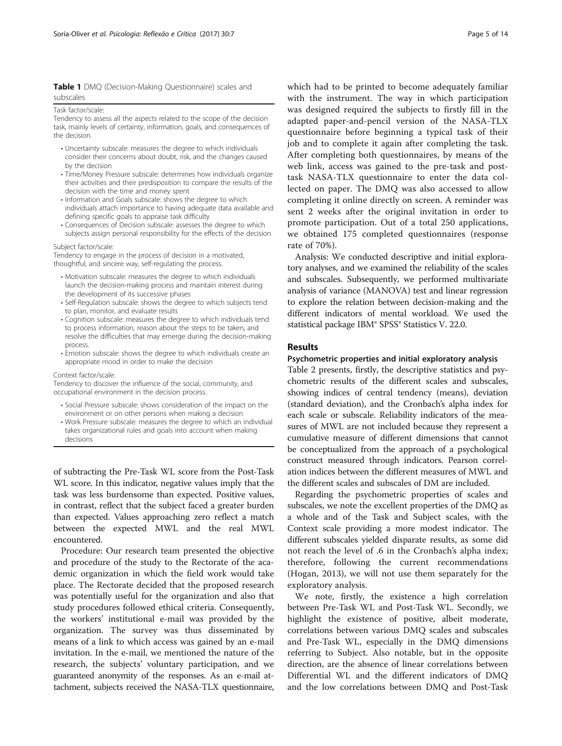**Table 1** DMQ (Decision-Making Questionnaire) scales and subscales

Task factor/scale:
Tendency to assess all the aspects related to the scope of the decision task, mainly levels of certainty, information, goals, and consequences of the decision.

- Uncertainty subscale: measures the degree to which individuals consider their concerns about doubt, risk, and the changes caused by the decision
- Time/Money Pressure subscale: determines how individuals organize their activities and their predisposition to compare the results of the decision with the time and money spent
- Information and Goals subscale: shows the degree to which individuals attach importance to having adequate data available and defining specific goals to appraise task difficulty
- Consequences of Decision subscale: assesses the degree to which subjects assign personal responsibility for the effects of the decision

Subject factor/scale:
Tendency to engage in the process of decision in a motivated, thoughtful, and sincere way, self-regulating the process.

- Motivation subscale: measures the degree to which individuals launch the decision-making process and maintain interest during the development of its successive phases
- Self-Regulation subscale: shows the degree to which subjects tend to plan, monitor, and evaluate results
- Cognition subscale: measures the degree to which individuals tend to process information, reason about the steps to be taken, and resolve the difficulties that may emerge during the decision-making process.
- Emotion subscale: shows the degree to which individuals create an appropriate mood in order to make the decision

Context factor/scale:
Tendency to discover the influence of the social, community, and occupational environment in the decision process.

- Social Pressure subscale: shows consideration of the impact on the environment or on other persons when making a decision
- Work Pressure subscale: measures the degree to which an individual takes organizational rules and goals into account when making decisions

of subtracting the Pre-Task WL score from the Post-Task WL score. In this indicator, negative values imply that the task was less burdensome than expected. Positive values, in contrast, reflect that the subject faced a greater burden than expected. Values approaching zero reflect a match between the expected MWL and the real MWL encountered.

Procedure: Our research team presented the objective and procedure of the study to the Rectorate of the academic organization in which the field work would take place. The Rectorate decided that the proposed research was potentially useful for the organization and also that study procedures followed ethical criteria. Consequently, the workers' institutional e-mail was provided by the organization. The survey was thus disseminated by means of a link to which access was gained by an e-mail invitation. In the e-mail, we mentioned the nature of the research, the subjects' voluntary participation, and we guaranteed anonymity of the responses. As an e-mail attachment, subjects received the NASA-TLX questionnaire, which had to be printed to become adequately familiar with the instrument. The way in which participation was designed required the subjects to firstly fill in the adapted paper-and-pencil version of the NASA-TLX questionnaire before beginning a typical task of their job and to complete it again after completing the task. After completing both questionnaires, by means of the web link, access was gained to the pre-task and post-task NASA-TLX questionnaire to enter the data collected on paper. The DMQ was also accessed to allow completing it online directly on screen. A reminder was sent 2 weeks after the original invitation in order to promote participation. Out of a total 250 applications, we obtained 175 completed questionnaires (response rate of 70%).

Analysis: We conducted descriptive and initial exploratory analyses, and we examined the reliability of the scales and subscales. Subsequently, we performed multivariate analysis of variance (MANOVA) test and linear regression to explore the relation between decision-making and the different indicators of mental workload. We used the statistical package IBM® SPSS® Statistics V. 22.0.

## Results

### Psychometric properties and initial exploratory analysis

Table 2 presents, firstly, the descriptive statistics and psychometric results of the different scales and subscales, showing indices of central tendency (means), deviation (standard deviation), and the Cronbach's alpha index for each scale or subscale. Reliability indicators of the measures of MWL are not included because they represent a cumulative measure of different dimensions that cannot be conceptualized from the approach of a psychological construct measured through indicators. Pearson correlation indices between the different measures of MWL and the different scales and subscales of DM are included.

Regarding the psychometric properties of scales and subscales, we note the excellent properties of the DMQ as a whole and of the Task and Subject scales, with the Context scale providing a more modest indicator. The different subscales yielded disparate results, as some did not reach the level of .6 in the Cronbach's alpha index; therefore, following the current recommendations (Hogan, 2013), we will not use them separately for the exploratory analysis.

We note, firstly, the existence a high correlation between Pre-Task WL and Post-Task WL. Secondly, we highlight the existence of positive, albeit moderate, correlations between various DMQ scales and subscales and Pre-Task WL, especially in the DMQ dimensions referring to Subject. Also notable, but in the opposite direction, are the absence of linear correlations between Differential WL and the different indicators of DMQ and the low correlations between DMQ and Post-Task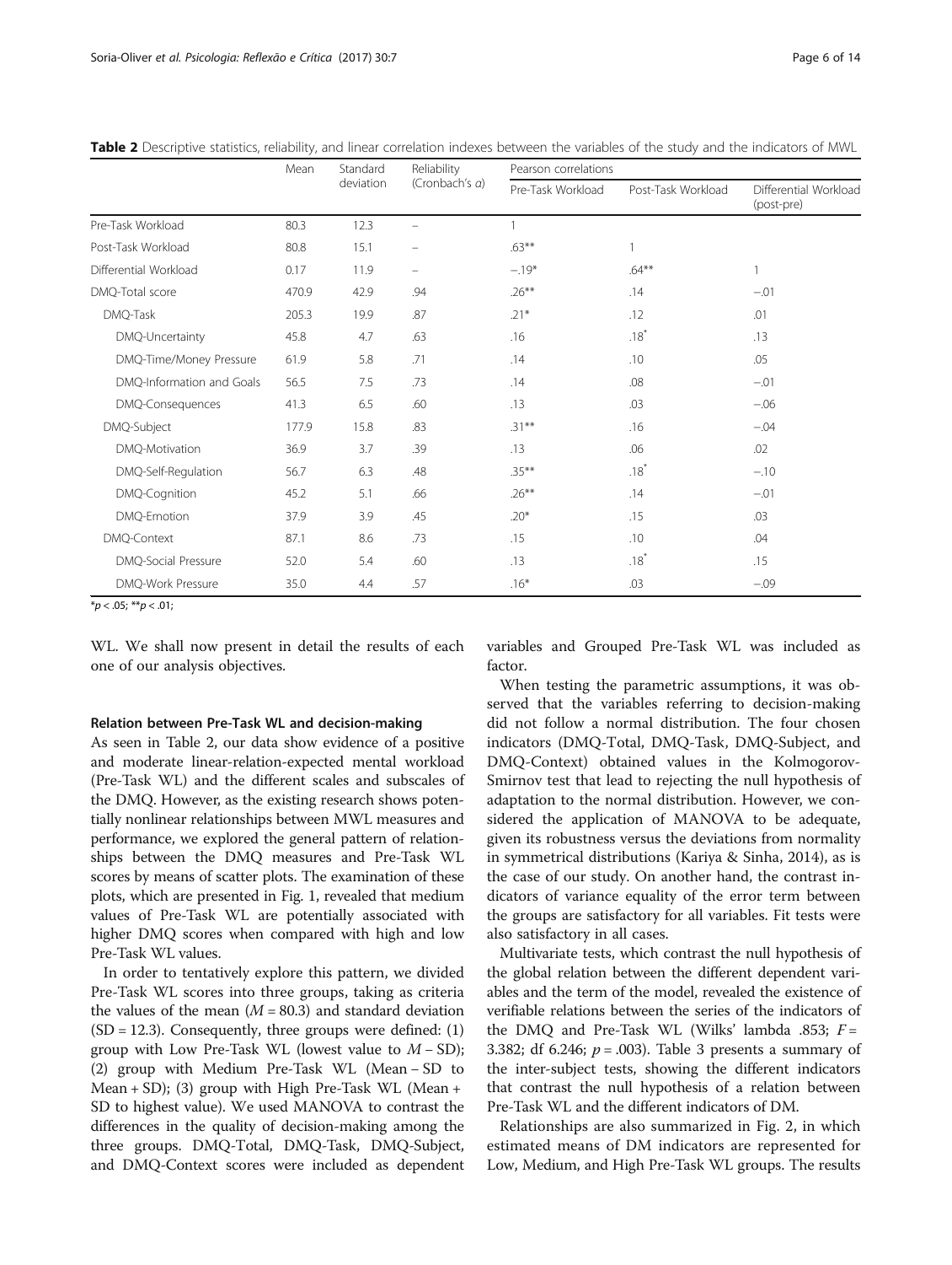**Table 2** Descriptive statistics, reliability, and linear correlation indexes between the variables of the study and the indicators of MWL

| | Mean | Standard deviation | Reliability (Cronbach's α) | Pearson correlations | | |
|---|---|---|---|---|---|---|
| | | | | Pre-Task Workload | Post-Task Workload | Differential Workload (post-pre) |
| Pre-Task Workload | 80.3 | 12.3 | – | 1 | | |
| Post-Task Workload | 80.8 | 15.1 | – | .63** | 1 | |
| Differential Workload | 0.17 | 11.9 | – | −.19* | .64** | 1 |
| DMQ-Total score | 470.9 | 42.9 | .94 | .26** | .14 | −.01 |
| DMQ-Task | 205.3 | 19.9 | .87 | .21* | .12 | .01 |
| DMQ-Uncertainty | 45.8 | 4.7 | .63 | .16 | .18* | .13 |
| DMQ-Time/Money Pressure | 61.9 | 5.8 | .71 | .14 | .10 | .05 |
| DMQ-Information and Goals | 56.5 | 7.5 | .73 | .14 | .08 | −.01 |
| DMQ-Consequences | 41.3 | 6.5 | .60 | .13 | .03 | −.06 |
| DMQ-Subject | 177.9 | 15.8 | .83 | .31** | .16 | −.04 |
| DMQ-Motivation | 36.9 | 3.7 | .39 | .13 | .06 | .02 |
| DMQ-Self-Regulation | 56.7 | 6.3 | .48 | .35** | .18* | −.10 |
| DMQ-Cognition | 45.2 | 5.1 | .66 | .26** | .14 | −.01 |
| DMQ-Emotion | 37.9 | 3.9 | .45 | .20* | .15 | .03 |
| DMQ-Context | 87.1 | 8.6 | .73 | .15 | .10 | .04 |
| DMQ-Social Pressure | 52.0 | 5.4 | .60 | .13 | .18* | .15 |
| DMQ-Work Pressure | 35.0 | 4.4 | .57 | .16* | .03 | −.09 |

*$p < .05$; **$p < .01$;

WL. We shall now present in detail the results of each one of our analysis objectives.

### Relation between Pre-Task WL and decision-making

As seen in Table 2, our data show evidence of a positive and moderate linear-relation-expected mental workload (Pre-Task WL) and the different scales and subscales of the DMQ. However, as the existing research shows potentially nonlinear relationships between MWL measures and performance, we explored the general pattern of relationships between the DMQ measures and Pre-Task WL scores by means of scatter plots. The examination of these plots, which are presented in Fig. 1, revealed that medium values of Pre-Task WL are potentially associated with higher DMQ scores when compared with high and low Pre-Task WL values.

In order to tentatively explore this pattern, we divided Pre-Task WL scores into three groups, taking as criteria the values of the mean ($M = 80.3$) and standard deviation (SD = 12.3). Consequently, three groups were defined: (1) group with Low Pre-Task WL (lowest value to $M$ – SD); (2) group with Medium Pre-Task WL (Mean – SD to Mean + SD); (3) group with High Pre-Task WL (Mean + SD to highest value). We used MANOVA to contrast the differences in the quality of decision-making among the three groups. DMQ-Total, DMQ-Task, DMQ-Subject, and DMQ-Context scores were included as dependent variables and Grouped Pre-Task WL was included as factor.

When testing the parametric assumptions, it was observed that the variables referring to decision-making did not follow a normal distribution. The four chosen indicators (DMQ-Total, DMQ-Task, DMQ-Subject, and DMQ-Context) obtained values in the Kolmogorov-Smirnov test that lead to rejecting the null hypothesis of adaptation to the normal distribution. However, we considered the application of MANOVA to be adequate, given its robustness versus the deviations from normality in symmetrical distributions (Kariya & Sinha, 2014), as is the case of our study. On another hand, the contrast indicators of variance equality of the error term between the groups are satisfactory for all variables. Fit tests were also satisfactory in all cases.

Multivariate tests, which contrast the null hypothesis of the global relation between the different dependent variables and the term of the model, revealed the existence of verifiable relations between the series of the indicators of the DMQ and Pre-Task WL (Wilks' lambda .853; $F = 3.382$; df 6.246; $p = .003$). Table 3 presents a summary of the inter-subject tests, showing the different indicators that contrast the null hypothesis of a relation between Pre-Task WL and the different indicators of DM.

Relationships are also summarized in Fig. 2, in which estimated means of DM indicators are represented for Low, Medium, and High Pre-Task WL groups. The results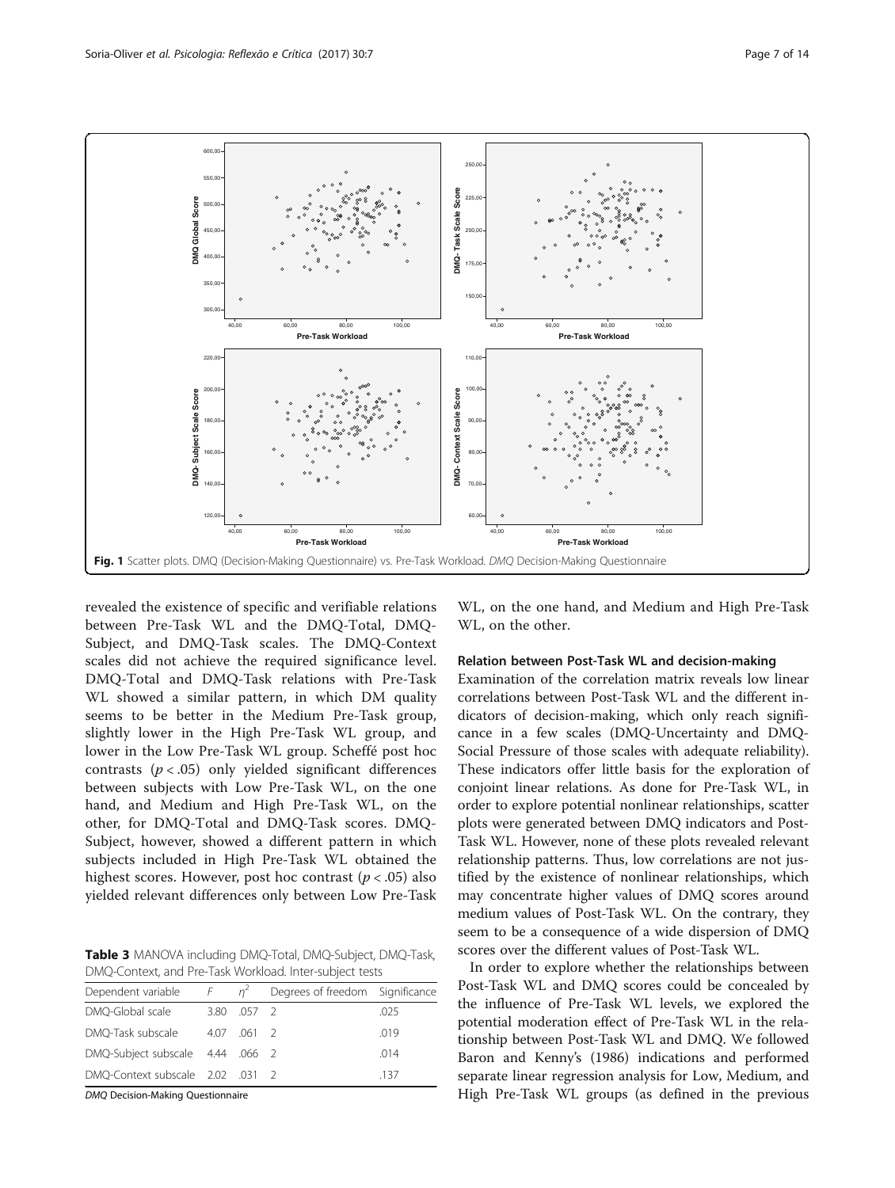Fig. 1 Scatter plots. DMQ (Decision-Making Questionnaire) vs. Pre-Task Workload. *DMQ* Decision-Making Questionnaire

revealed the existence of specific and verifiable relations between Pre-Task WL and the DMQ-Total, DMQ-Subject, and DMQ-Task scales. The DMQ-Context scales did not achieve the required significance level. DMQ-Total and DMQ-Task relations with Pre-Task WL showed a similar pattern, in which DM quality seems to be better in the Medium Pre-Task group, slightly lower in the High Pre-Task WL group, and lower in the Low Pre-Task WL group. Scheffé post hoc contrasts ($p < .05$) only yielded significant differences between subjects with Low Pre-Task WL, on the one hand, and Medium and High Pre-Task WL, on the other, for DMQ-Total and DMQ-Task scores. DMQ-Subject, however, showed a different pattern in which subjects included in High Pre-Task WL obtained the highest scores. However, post hoc contrast ($p < .05$) also yielded relevant differences only between Low Pre-Task WL, on the one hand, and Medium and High Pre-Task WL, on the other.

**Table 3** MANOVA including DMQ-Total, DMQ-Subject, DMQ-Task, DMQ-Context, and Pre-Task Workload. Inter-subject tests

| Dependent variable | $F$ | $\eta^2$ | Degrees of freedom | Significance |
|---|---|---|---|---|
| DMQ-Global scale | 3.80 | .057 | 2 | .025 |
| DMQ-Task subscale | 4.07 | .061 | 2 | .019 |
| DMQ-Subject subscale | 4.44 | .066 | 2 | .014 |
| DMQ-Context subscale | 2.02 | .031 | 2 | .137 |

*DMQ* Decision-Making Questionnaire

### Relation between Post-Task WL and decision-making

Examination of the correlation matrix reveals low linear correlations between Post-Task WL and the different indicators of decision-making, which only reach significance in a few scales (DMQ-Uncertainty and DMQ-Social Pressure of those scales with adequate reliability). These indicators offer little basis for the exploration of conjoint linear relations. As done for Pre-Task WL, in order to explore potential nonlinear relationships, scatter plots were generated between DMQ indicators and Post-Task WL. However, none of these plots revealed relevant relationship patterns. Thus, low correlations are not justified by the existence of nonlinear relationships, which may concentrate higher values of DMQ scores around medium values of Post-Task WL. On the contrary, they seem to be a consequence of a wide dispersion of DMQ scores over the different values of Post-Task WL.

In order to explore whether the relationships between Post-Task WL and DMQ scores could be concealed by the influence of Pre-Task WL levels, we explored the potential moderation effect of Pre-Task WL in the relationship between Post-Task WL and DMQ. We followed Baron and Kenny's (1986) indications and performed separate linear regression analysis for Low, Medium, and High Pre-Task WL groups (as defined in the previous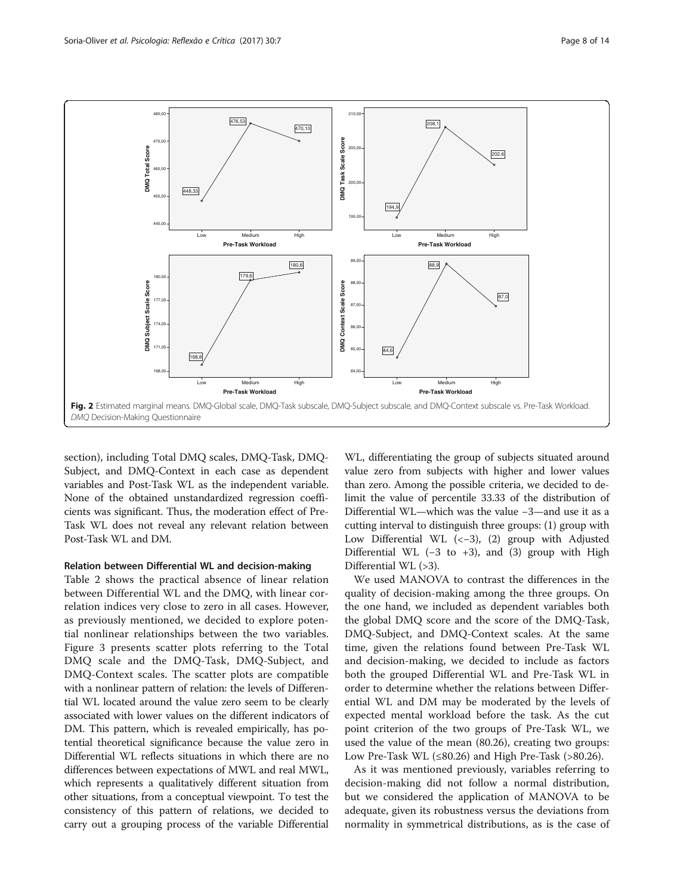Fig. 2 Estimated marginal means. DMQ-Global scale, DMQ-Task subscale, DMQ-Subject subscale, and DMQ-Context subscale vs. Pre-Task Workload. *DMQ* Decision-Making Questionnaire

section), including Total DMQ scales, DMQ-Task, DMQ-Subject, and DMQ-Context in each case as dependent variables and Post-Task WL as the independent variable. None of the obtained unstandardized regression coefficients was significant. Thus, the moderation effect of Pre-Task WL does not reveal any relevant relation between Post-Task WL and DM.

#### Relation between Differential WL and decision-making

Table 2 shows the practical absence of linear relation between Differential WL and the DMQ, with linear correlation indices very close to zero in all cases. However, as previously mentioned, we decided to explore potential nonlinear relationships between the two variables. Figure 3 presents scatter plots referring to the Total DMQ scale and the DMQ-Task, DMQ-Subject, and DMQ-Context scales. The scatter plots are compatible with a nonlinear pattern of relation: the levels of Differential WL located around the value zero seem to be clearly associated with lower values on the different indicators of DM. This pattern, which is revealed empirically, has potential theoretical significance because the value zero in Differential WL reflects situations in which there are no differences between expectations of MWL and real MWL, which represents a qualitatively different situation from other situations, from a conceptual viewpoint. To test the consistency of this pattern of relations, we decided to carry out a grouping process of the variable Differential WL, differentiating the group of subjects situated around value zero from subjects with higher and lower values than zero. Among the possible criteria, we decided to delimit the value of percentile 33.33 of the distribution of Differential WL—which was the value −3—and use it as a cutting interval to distinguish three groups: (1) group with Low Differential WL (<−3), (2) group with Adjusted Differential WL (−3 to +3), and (3) group with High Differential WL (>3).

We used MANOVA to contrast the differences in the quality of decision-making among the three groups. On the one hand, we included as dependent variables both the global DMQ score and the score of the DMQ-Task, DMQ-Subject, and DMQ-Context scales. At the same time, given the relations found between Pre-Task WL and decision-making, we decided to include as factors both the grouped Differential WL and Pre-Task WL in order to determine whether the relations between Differential WL and DM may be moderated by the levels of expected mental workload before the task. As the cut point criterion of the two groups of Pre-Task WL, we used the value of the mean (80.26), creating two groups: Low Pre-Task WL (≤80.26) and High Pre-Task (>80.26).

As it was mentioned previously, variables referring to decision-making did not follow a normal distribution, but we considered the application of MANOVA to be adequate, given its robustness versus the deviations from normality in symmetrical distributions, as is the case of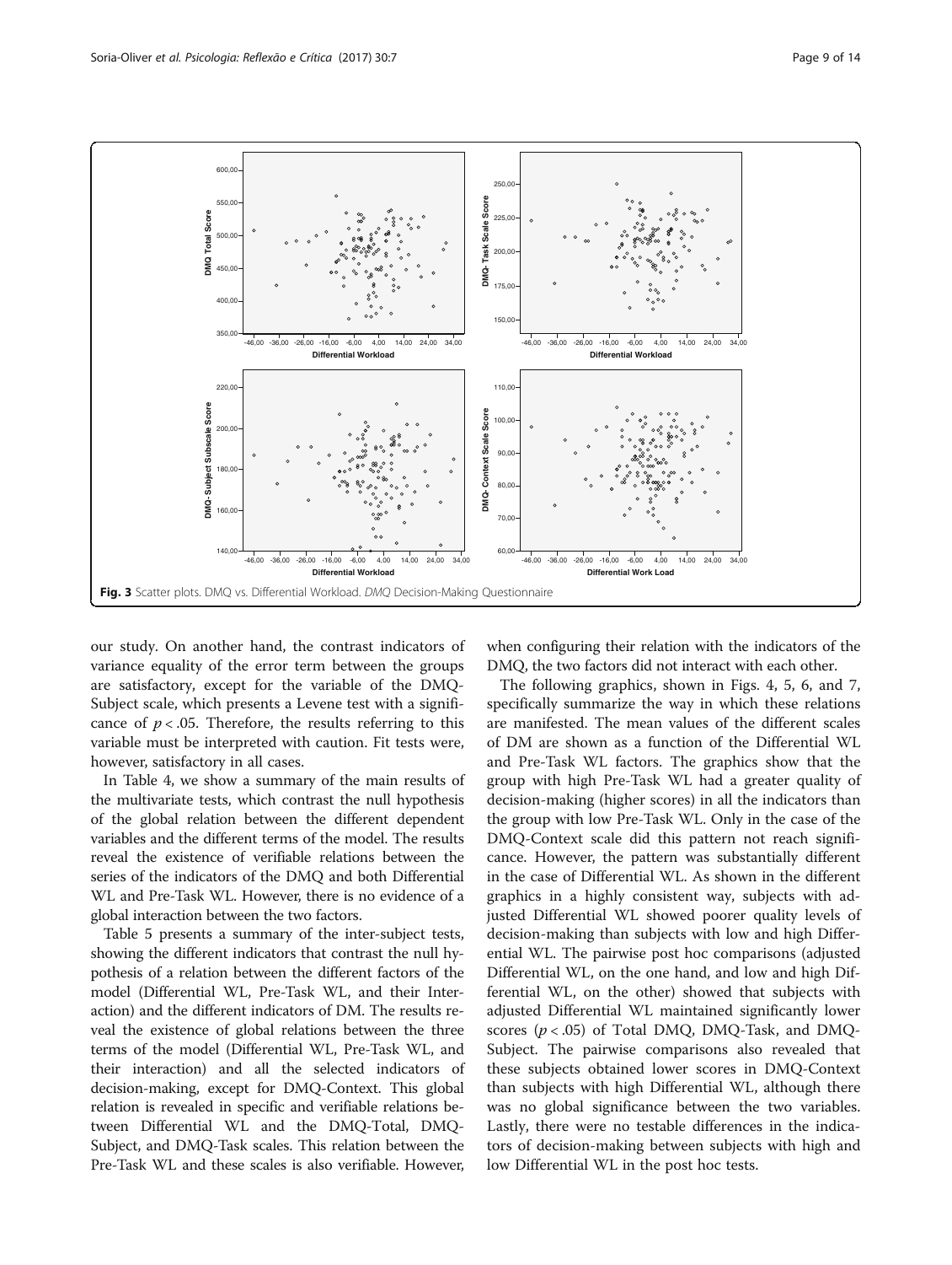Fig. 3 Scatter plots. DMQ vs. Differential Workload. *DMQ* Decision-Making Questionnaire

our study. On another hand, the contrast indicators of variance equality of the error term between the groups are satisfactory, except for the variable of the DMQ-Subject scale, which presents a Levene test with a significance of $p < .05$. Therefore, the results referring to this variable must be interpreted with caution. Fit tests were, however, satisfactory in all cases.

In Table 4, we show a summary of the main results of the multivariate tests, which contrast the null hypothesis of the global relation between the different dependent variables and the different terms of the model. The results reveal the existence of verifiable relations between the series of the indicators of the DMQ and both Differential WL and Pre-Task WL. However, there is no evidence of a global interaction between the two factors.

Table 5 presents a summary of the inter-subject tests, showing the different indicators that contrast the null hypothesis of a relation between the different factors of the model (Differential WL, Pre-Task WL, and their Interaction) and the different indicators of DM. The results reveal the existence of global relations between the three terms of the model (Differential WL, Pre-Task WL, and their interaction) and all the selected indicators of decision-making, except for DMQ-Context. This global relation is revealed in specific and verifiable relations between Differential WL and the DMQ-Total, DMQ-Subject, and DMQ-Task scales. This relation between the Pre-Task WL and these scales is also verifiable. However, when configuring their relation with the indicators of the DMQ, the two factors did not interact with each other.

The following graphics, shown in Figs. 4, 5, 6, and 7, specifically summarize the way in which these relations are manifested. The mean values of the different scales of DM are shown as a function of the Differential WL and Pre-Task WL factors. The graphics show that the group with high Pre-Task WL had a greater quality of decision-making (higher scores) in all the indicators than the group with low Pre-Task WL. Only in the case of the DMQ-Context scale did this pattern not reach significance. However, the pattern was substantially different in the case of Differential WL. As shown in the different graphics in a highly consistent way, subjects with adjusted Differential WL showed poorer quality levels of decision-making than subjects with low and high Differential WL. The pairwise post hoc comparisons (adjusted Differential WL, on the one hand, and low and high Differential WL, on the other) showed that subjects with adjusted Differential WL maintained significantly lower scores ($p < .05$) of Total DMQ, DMQ-Task, and DMQ-Subject. The pairwise comparisons also revealed that these subjects obtained lower scores in DMQ-Context than subjects with high Differential WL, although there was no global significance between the two variables. Lastly, there were no testable differences in the indicators of decision-making between subjects with high and low Differential WL in the post hoc tests.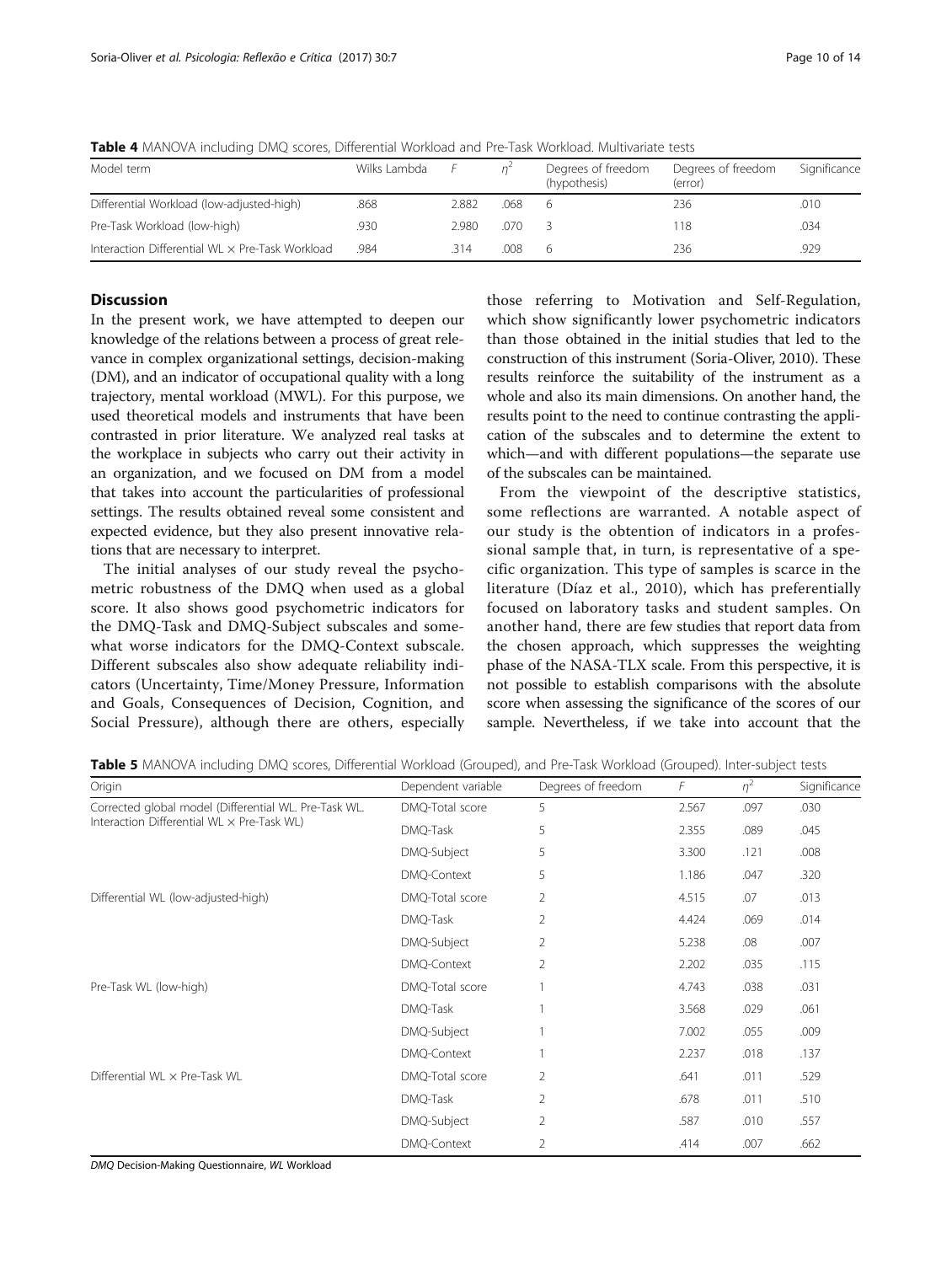**Table 4** MANOVA including DMQ scores, Differential Workload and Pre-Task Workload. Multivariate tests

| Model term | Wilks Lambda | $F$ | $\eta^2$ | Degrees of freedom (hypothesis) | Degrees of freedom (error) | Significance |
|---|---|---|---|---|---|---|
| Differential Workload (low-adjusted-high) | .868 | 2.882 | .068 | 6 | 236 | .010 |
| Pre-Task Workload (low-high) | .930 | 2.980 | .070 | 3 | 118 | .034 |
| Interaction Differential WL × Pre-Task Workload | .984 | .314 | .008 | 6 | 236 | .929 |

## Discussion

In the present work, we have attempted to deepen our knowledge of the relations between a process of great relevance in complex organizational settings, decision-making (DM), and an indicator of occupational quality with a long trajectory, mental workload (MWL). For this purpose, we used theoretical models and instruments that have been contrasted in prior literature. We analyzed real tasks at the workplace in subjects who carry out their activity in an organization, and we focused on DM from a model that takes into account the particularities of professional settings. The results obtained reveal some consistent and expected evidence, but they also present innovative relations that are necessary to interpret.

The initial analyses of our study reveal the psychometric robustness of the DMQ when used as a global score. It also shows good psychometric indicators for the DMQ-Task and DMQ-Subject subscales and somewhat worse indicators for the DMQ-Context subscale. Different subscales also show adequate reliability indicators (Uncertainty, Time/Money Pressure, Information and Goals, Consequences of Decision, Cognition, and Social Pressure), although there are others, especially those referring to Motivation and Self-Regulation, which show significantly lower psychometric indicators than those obtained in the initial studies that led to the construction of this instrument (Soria-Oliver, 2010). These results reinforce the suitability of the instrument as a whole and also its main dimensions. On another hand, the results point to the need to continue contrasting the application of the subscales and to determine the extent to which—and with different populations—the separate use of the subscales can be maintained.

From the viewpoint of the descriptive statistics, some reflections are warranted. A notable aspect of our study is the obtention of indicators in a professional sample that, in turn, is representative of a specific organization. This type of samples is scarce in the literature (Díaz et al., 2010), which has preferentially focused on laboratory tasks and student samples. On another hand, there are few studies that report data from the chosen approach, which suppresses the weighting phase of the NASA-TLX scale. From this perspective, it is not possible to establish comparisons with the absolute score when assessing the significance of the scores of our sample. Nevertheless, if we take into account that the

**Table 5** MANOVA including DMQ scores, Differential Workload (Grouped), and Pre-Task Workload (Grouped). Inter-subject tests

| Origin | Dependent variable | Degrees of freedom | $F$ | $\eta^2$ | Significance |
|---|---|---|---|---|---|
| Corrected global model (Differential WL. Pre-Task WL. Interaction Differential WL × Pre-Task WL) | DMQ-Total score | 5 | 2.567 | .097 | .030 |
| | DMQ-Task | 5 | 2.355 | .089 | .045 |
| | DMQ-Subject | 5 | 3.300 | .121 | .008 |
| | DMQ-Context | 5 | 1.186 | .047 | .320 |
| Differential WL (low-adjusted-high) | DMQ-Total score | 2 | 4.515 | .07 | .013 |
| | DMQ-Task | 2 | 4.424 | .069 | .014 |
| | DMQ-Subject | 2 | 5.238 | .08 | .007 |
| | DMQ-Context | 2 | 2.202 | .035 | .115 |
| Pre-Task WL (low-high) | DMQ-Total score | 1 | 4.743 | .038 | .031 |
| | DMQ-Task | 1 | 3.568 | .029 | .061 |
| | DMQ-Subject | 1 | 7.002 | .055 | .009 |
| | DMQ-Context | 1 | 2.237 | .018 | .137 |
| Differential WL × Pre-Task WL | DMQ-Total score | 2 | .641 | .011 | .529 |
| | DMQ-Task | 2 | .678 | .011 | .510 |
| | DMQ-Subject | 2 | .587 | .010 | .557 |
| | DMQ-Context | 2 | .414 | .007 | .662 |

*DMQ* Decision-Making Questionnaire, *WL* Workload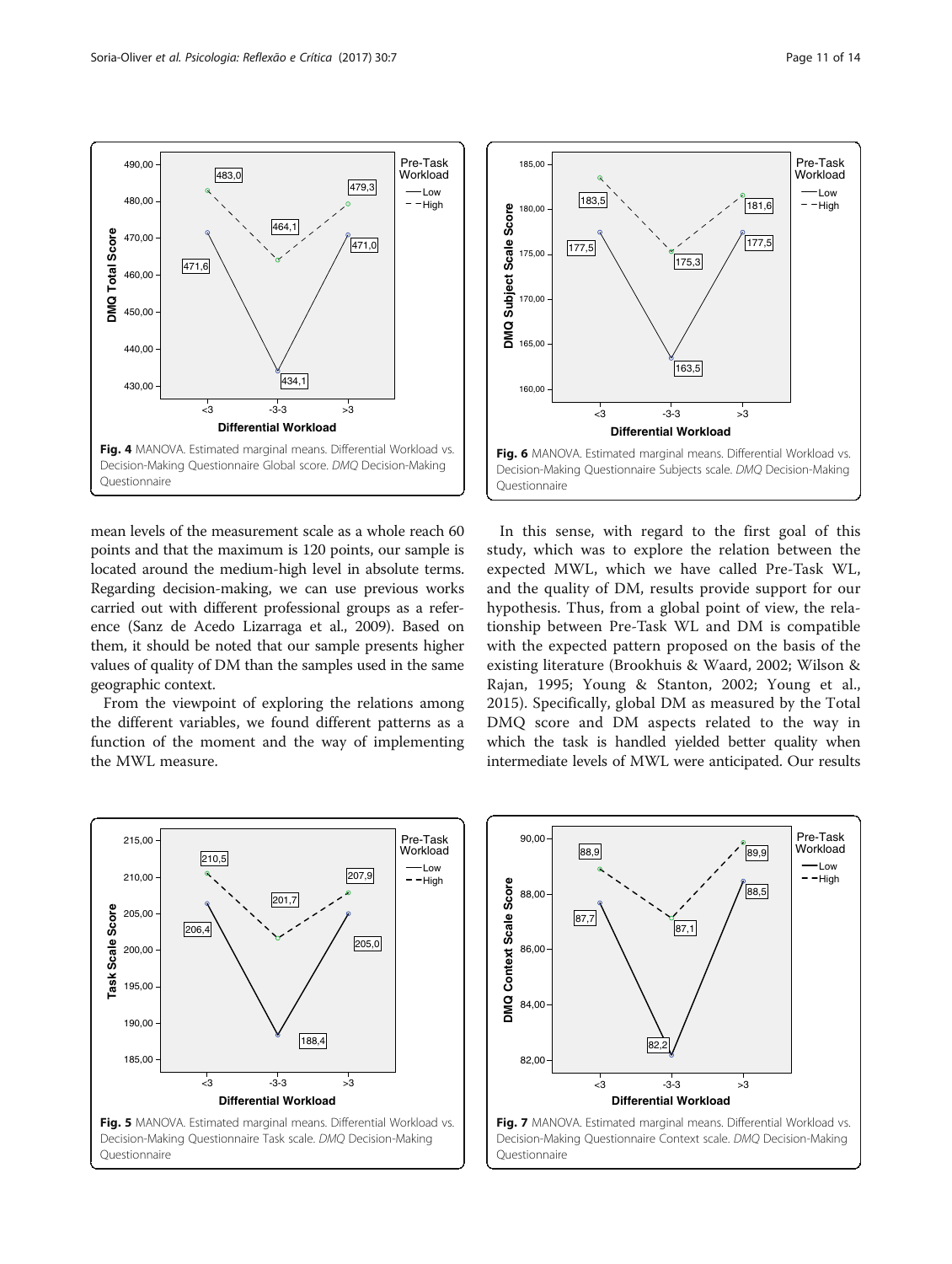Fig. 4 MANOVA. Estimated marginal means. Differential Workload vs. Decision-Making Questionnaire Global score. *DMQ* Decision-Making Questionnaire

Fig. 6 MANOVA. Estimated marginal means. Differential Workload vs. Decision-Making Questionnaire Subjects scale. *DMQ* Decision-Making Questionnaire

mean levels of the measurement scale as a whole reach 60 points and that the maximum is 120 points, our sample is located around the medium-high level in absolute terms. Regarding decision-making, we can use previous works carried out with different professional groups as a reference (Sanz de Acedo Lizarraga et al., 2009). Based on them, it should be noted that our sample presents higher values of quality of DM than the samples used in the same geographic context.

From the viewpoint of exploring the relations among the different variables, we found different patterns as a function of the moment and the way of implementing the MWL measure.

In this sense, with regard to the first goal of this study, which was to explore the relation between the expected MWL, which we have called Pre-Task WL, and the quality of DM, results provide support for our hypothesis. Thus, from a global point of view, the relationship between Pre-Task WL and DM is compatible with the expected pattern proposed on the basis of the existing literature (Brookhuis & Waard, 2002; Wilson & Rajan, 1995; Young & Stanton, 2002; Young et al., 2015). Specifically, global DM as measured by the Total DMQ score and DM aspects related to the way in which the task is handled yielded better quality when intermediate levels of MWL were anticipated. Our results

Fig. 5 MANOVA. Estimated marginal means. Differential Workload vs. Decision-Making Questionnaire Task scale. *DMQ* Decision-Making Questionnaire

Fig. 7 MANOVA. Estimated marginal means. Differential Workload vs. Decision-Making Questionnaire Context scale. *DMQ* Decision-Making Questionnaire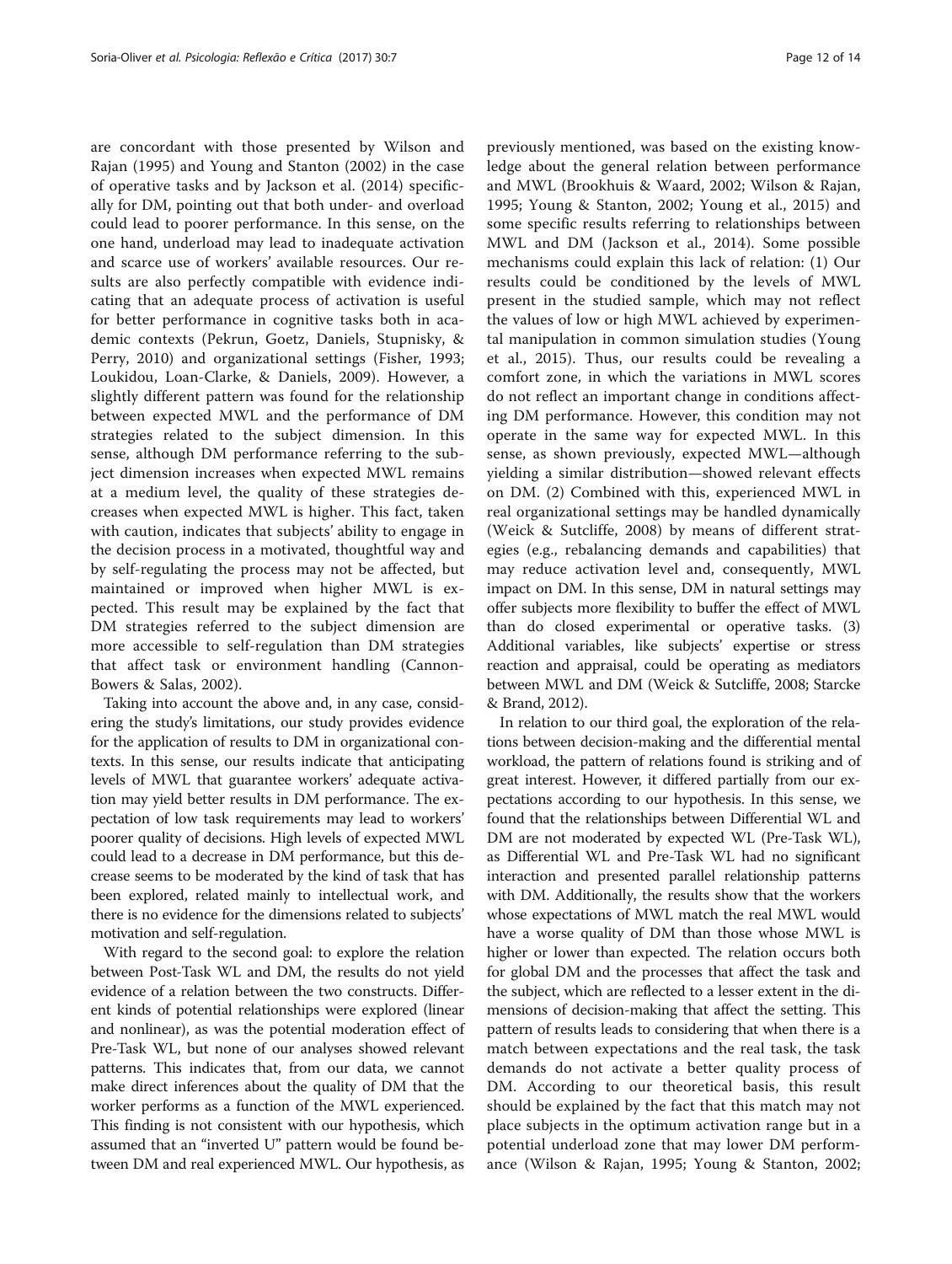are concordant with those presented by Wilson and Rajan (1995) and Young and Stanton (2002) in the case of operative tasks and by Jackson et al. (2014) specifically for DM, pointing out that both under- and overload could lead to poorer performance. In this sense, on the one hand, underload may lead to inadequate activation and scarce use of workers' available resources. Our results are also perfectly compatible with evidence indicating that an adequate process of activation is useful for better performance in cognitive tasks both in academic contexts (Pekrun, Goetz, Daniels, Stupnisky, & Perry, 2010) and organizational settings (Fisher, 1993; Loukidou, Loan-Clarke, & Daniels, 2009). However, a slightly different pattern was found for the relationship between expected MWL and the performance of DM strategies related to the subject dimension. In this sense, although DM performance referring to the subject dimension increases when expected MWL remains at a medium level, the quality of these strategies decreases when expected MWL is higher. This fact, taken with caution, indicates that subjects' ability to engage in the decision process in a motivated, thoughtful way and by self-regulating the process may not be affected, but maintained or improved when higher MWL is expected. This result may be explained by the fact that DM strategies referred to the subject dimension are more accessible to self-regulation than DM strategies that affect task or environment handling (Cannon-Bowers & Salas, 2002).

Taking into account the above and, in any case, considering the study's limitations, our study provides evidence for the application of results to DM in organizational contexts. In this sense, our results indicate that anticipating levels of MWL that guarantee workers' adequate activation may yield better results in DM performance. The expectation of low task requirements may lead to workers' poorer quality of decisions. High levels of expected MWL could lead to a decrease in DM performance, but this decrease seems to be moderated by the kind of task that has been explored, related mainly to intellectual work, and there is no evidence for the dimensions related to subjects' motivation and self-regulation.

With regard to the second goal: to explore the relation between Post-Task WL and DM, the results do not yield evidence of a relation between the two constructs. Different kinds of potential relationships were explored (linear and nonlinear), as was the potential moderation effect of Pre-Task WL, but none of our analyses showed relevant patterns. This indicates that, from our data, we cannot make direct inferences about the quality of DM that the worker performs as a function of the MWL experienced. This finding is not consistent with our hypothesis, which assumed that an "inverted U" pattern would be found between DM and real experienced MWL. Our hypothesis, as previously mentioned, was based on the existing knowledge about the general relation between performance and MWL (Brookhuis & Waard, 2002; Wilson & Rajan, 1995; Young & Stanton, 2002; Young et al., 2015) and some specific results referring to relationships between MWL and DM (Jackson et al., 2014). Some possible mechanisms could explain this lack of relation: (1) Our results could be conditioned by the levels of MWL present in the studied sample, which may not reflect the values of low or high MWL achieved by experimental manipulation in common simulation studies (Young et al., 2015). Thus, our results could be revealing a comfort zone, in which the variations in MWL scores do not reflect an important change in conditions affecting DM performance. However, this condition may not operate in the same way for expected MWL. In this sense, as shown previously, expected MWL—although yielding a similar distribution—showed relevant effects on DM. (2) Combined with this, experienced MWL in real organizational settings may be handled dynamically (Weick & Sutcliffe, 2008) by means of different strategies (e.g., rebalancing demands and capabilities) that may reduce activation level and, consequently, MWL impact on DM. In this sense, DM in natural settings may offer subjects more flexibility to buffer the effect of MWL than do closed experimental or operative tasks. (3) Additional variables, like subjects' expertise or stress reaction and appraisal, could be operating as mediators between MWL and DM (Weick & Sutcliffe, 2008; Starcke & Brand, 2012).

In relation to our third goal, the exploration of the relations between decision-making and the differential mental workload, the pattern of relations found is striking and of great interest. However, it differed partially from our expectations according to our hypothesis. In this sense, we found that the relationships between Differential WL and DM are not moderated by expected WL (Pre-Task WL), as Differential WL and Pre-Task WL had no significant interaction and presented parallel relationship patterns with DM. Additionally, the results show that the workers whose expectations of MWL match the real MWL would have a worse quality of DM than those whose MWL is higher or lower than expected. The relation occurs both for global DM and the processes that affect the task and the subject, which are reflected to a lesser extent in the dimensions of decision-making that affect the setting. This pattern of results leads to considering that when there is a match between expectations and the real task, the task demands do not activate a better quality process of DM. According to our theoretical basis, this result should be explained by the fact that this match may not place subjects in the optimum activation range but in a potential underload zone that may lower DM performance (Wilson & Rajan, 1995; Young & Stanton, 2002;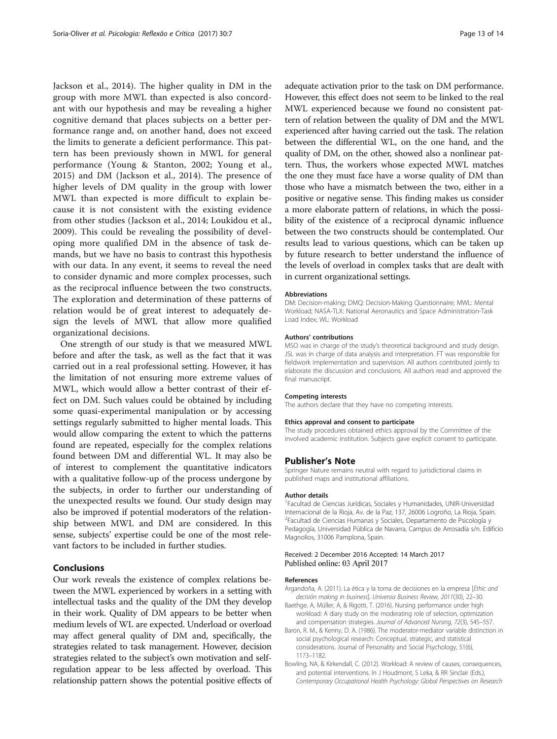Jackson et al., 2014). The higher quality in DM in the group with more MWL than expected is also concordant with our hypothesis and may be revealing a higher cognitive demand that places subjects on a better performance range and, on another hand, does not exceed the limits to generate a deficient performance. This pattern has been previously shown in MWL for general performance (Young & Stanton, 2002; Young et al., 2015) and DM (Jackson et al., 2014). The presence of higher levels of DM quality in the group with lower MWL than expected is more difficult to explain because it is not consistent with the existing evidence from other studies (Jackson et al., 2014; Loukidou et al., 2009). This could be revealing the possibility of developing more qualified DM in the absence of task demands, but we have no basis to contrast this hypothesis with our data. In any event, it seems to reveal the need to consider dynamic and more complex processes, such as the reciprocal influence between the two constructs. The exploration and determination of these patterns of relation would be of great interest to adequately design the levels of MWL that allow more qualified organizational decisions.

One strength of our study is that we measured MWL before and after the task, as well as the fact that it was carried out in a real professional setting. However, it has the limitation of not ensuring more extreme values of MWL, which would allow a better contrast of their effect on DM. Such values could be obtained by including some quasi-experimental manipulation or by accessing settings regularly submitted to higher mental loads. This would allow comparing the extent to which the patterns found are repeated, especially for the complex relations found between DM and differential WL. It may also be of interest to complement the quantitative indicators with a qualitative follow-up of the process undergone by the subjects, in order to further our understanding of the unexpected results we found. Our study design may also be improved if potential moderators of the relationship between MWL and DM are considered. In this sense, subjects' expertise could be one of the most relevant factors to be included in further studies.

## Conclusions

Our work reveals the existence of complex relations between the MWL experienced by workers in a setting with intellectual tasks and the quality of the DM they develop in their work. Quality of DM appears to be better when medium levels of WL are expected. Underload or overload may affect general quality of DM and, specifically, the strategies related to task management. However, decision strategies related to the subject's own motivation and self-regulation appear to be less affected by overload. This relationship pattern shows the potential positive effects of adequate activation prior to the task on DM performance. However, this effect does not seem to be linked to the real MWL experienced because we found no consistent pattern of relation between the quality of DM and the MWL experienced after having carried out the task. The relation between the differential WL, on the one hand, and the quality of DM, on the other, showed also a nonlinear pattern. Thus, the workers whose expected MWL matches the one they must face have a worse quality of DM than those who have a mismatch between the two, either in a positive or negative sense. This finding makes us consider a more elaborate pattern of relations, in which the possibility of the existence of a reciprocal dynamic influence between the two constructs should be contemplated. Our results lead to various questions, which can be taken up by future research to better understand the influence of the levels of overload in complex tasks that are dealt with in current organizational settings.

#### Abbreviations

DM: Decision-making; DMQ: Decision-Making Questionnaire; MWL: Mental Workload; NASA-TLX: National Aeronautics and Space Administration-Task Load Index; WL: Workload

#### Authors' contributions

MSO was in charge of the study's theoretical background and study design. JSL was in charge of data analysis and interpretation. FT was responsible for fieldwork implementation and supervision. All authors contributed jointly to elaborate the discussion and conclusions. All authors read and approved the final manuscript.

#### Competing interests

The authors declare that they have no competing interests.

#### Ethics approval and consent to participate

The study procedures obtained ethics approval by the Committee of the involved academic institution. Subjects gave explicit consent to participate.

## Publisher's Note

Springer Nature remains neutral with regard to jurisdictional claims in published maps and institutional affiliations.

#### Author details

[1]Facultad de Ciencias Jurídicas, Sociales y Humanidades, UNIR-Universidad Internacional de la Rioja, Av. de la Paz, 137, 26006 Logroño, La Rioja, Spain. [2]Facultad de Ciencias Humanas y Sociales, Departamento de Psicología y Pedagogía, Universidad Pública de Navarra, Campus de Arrosadía s/n. Edificio Magnolios, 31006 Pamplona, Spain.

Received: 2 December 2016 Accepted: 14 March 2017
Published online: 03 April 2017

#### References

Argandoña, A. (2011). La ética y la toma de decisiones en la empresa [*Ethic and decisión making in business*]. *Universia Business Review, 2011*(30), 22–30.

Baethge, A, Müller, A, & Rigotti, T. (2016). Nursing performance under high workload: A diary study on the moderating role of selection, optimization and compensation strategies. *Journal of Advanced Nursing, 72*(3), 545–557.

Baron, R. M., & Kenny, D. A. (1986). The moderator-mediator variable distinction in social psychological research: Conceptual, strategic, and statistical considerations. Journal of Personality and Social Psychology, 51(6), 1173–1182.

Bowling, NA, & Kirkendall, C. (2012). Workload: A review of causes, consequences, and potential interventions. In J Houdmont, S Leka, & RR Sinclair (Eds.), *Contemporary Occupational Health Psychology: Global Perspectives on Research*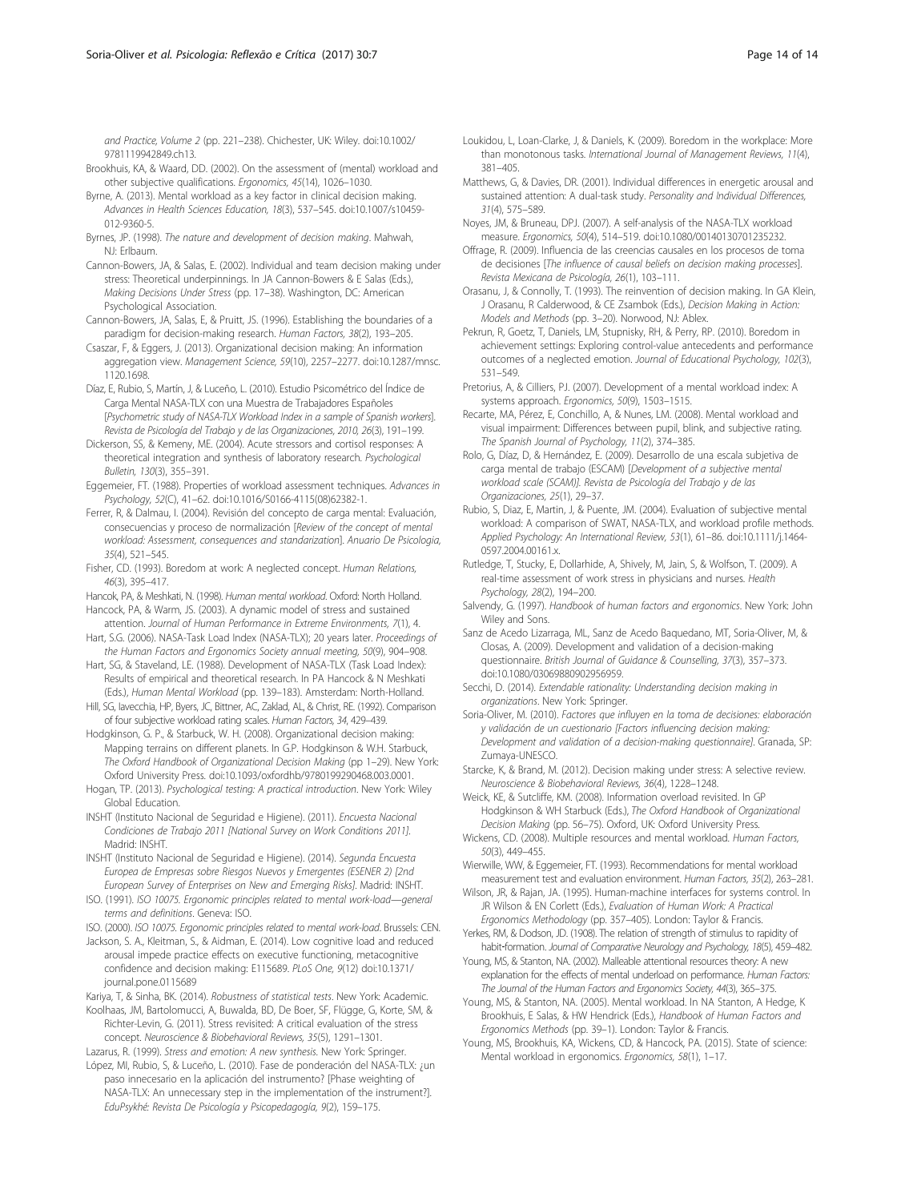and Practice, Volume 2 (pp. 221–238). Chichester, UK: Wiley. doi:10.1002/9781119942849.ch13.

Brookhuis, KA, & Waard, DD. (2002). On the assessment of (mental) workload and other subjective qualifications. *Ergonomics, 45*(14), 1026–1030.

Byrne, A. (2013). Mental workload as a key factor in clinical decision making. *Advances in Health Sciences Education, 18*(3), 537–545. doi:10.1007/s10459-012-9360-5.

Byrnes, JP. (1998). *The nature and development of decision making*. Mahwah, NJ: Erlbaum.

Cannon-Bowers, JA, & Salas, E. (2002). Individual and team decision making under stress: Theoretical underpinnings. In JA Cannon-Bowers & E Salas (Eds.), *Making Decisions Under Stress* (pp. 17–38). Washington, DC: American Psychological Association.

Cannon-Bowers, JA, Salas, E, & Pruitt, JS. (1996). Establishing the boundaries of a paradigm for decision-making research. *Human Factors, 38*(2), 193–205.

Csaszar, F, & Eggers, J. (2013). Organizational decision making: An information aggregation view. *Management Science, 59*(10), 2257–2277. doi:10.1287/mnsc.1120.1698.

Díaz, E, Rubio, S, Martín, J, & Luceño, L. (2010). Estudio Psicométrico del Índice de Carga Mental NASA-TLX con una Muestra de Trabajadores Españoles [*Psychometric study of NASA-TLX Workload Index in a sample of Spanish workers*]. *Revista de Psicología del Trabajo y de las Organizaciones, 2010, 26*(3), 191–199.

Dickerson, SS, & Kemeny, ME. (2004). Acute stressors and cortisol responses: A theoretical integration and synthesis of laboratory research. *Psychological Bulletin, 130*(3), 355–391.

Eggemeier, FT. (1988). Properties of workload assessment techniques. *Advances in Psychology, 52*(C), 41–62. doi:10.1016/S0166-4115(08)62382-1.

Ferrer, R, & Dalmau, I. (2004). Revisión del concepto de carga mental: Evaluación, consecuencias y proceso de normalización [*Review of the concept of mental workload: Assessment, consequences and standarization*]. *Anuario De Psicologia, 35*(4), 521–545.

Fisher, CD. (1993). Boredom at work: A neglected concept. *Human Relations, 46*(3), 395–417.

Hancok, PA, & Meshkati, N. (1998). *Human mental workload*. Oxford: North Holland.

Hancock, PA, & Warm, JS. (2003). A dynamic model of stress and sustained attention. *Journal of Human Performance in Extreme Environments, 7*(1), 4.

Hart, S.G. (2006). NASA-Task Load Index (NASA-TLX); 20 years later. *Proceedings of the Human Factors and Ergonomics Society annual meeting, 50*(9), 904–908.

Hart, SG, & Staveland, LE. (1988). Development of NASA-TLX (Task Load Index): Results of empirical and theoretical research. In PA Hancock & N Meshkati (Eds.), *Human Mental Workload* (pp. 139–183). Amsterdam: North-Holland.

Hill, SG, Iavecchia, HP, Byers, JC, Bittner, AC, Zaklad, AL, & Christ, RE. (1992). Comparison of four subjective workload rating scales. *Human Factors, 34*, 429–439.

Hodgkinson, G. P., & Starbuck, W. H. (2008). Organizational decision making: Mapping terrains on different planets. In G.P. Hodgkinson & W.H. Starbuck, *The Oxford Handbook of Organizational Decision Making* (pp 1–29). New York: Oxford University Press. doi:10.1093/oxfordhb/9780199290468.003.0001.

Hogan, TP. (2013). *Psychological testing: A practical introduction*. New York: Wiley Global Education.

INSHT (Instituto Nacional de Seguridad e Higiene). (2011). *Encuesta Nacional Condiciones de Trabajo 2011 [National Survey on Work Conditions 2011]*. Madrid: INSHT.

INSHT (Instituto Nacional de Seguridad e Higiene). (2014). *Segunda Encuesta Europea de Empresas sobre Riesgos Nuevos y Emergentes (ESENER 2) [2nd European Survey of Enterprises on New and Emerging Risks]*. Madrid: INSHT.

ISO. (1991). *ISO 10075. Ergonomic principles related to mental work-load—general terms and definitions*. Geneva: ISO.

ISO. (2000). *ISO 10075. Ergonomic principles related to mental work-load*. Brussels: CEN.

Jackson, S. A., Kleitman, S., & Aidman, E. (2014). Low cognitive load and reduced arousal impede practice effects on executive functioning, metacognitive confidence and decision making: E115689. *PLoS One, 9*(12) doi:10.1371/journal.pone.0115689

Kariya, T, & Sinha, BK. (2014). *Robustness of statistical tests*. New York: Academic.

Koolhaas, JM, Bartolomucci, A, Buwalda, BD, De Boer, SF, Flügge, G, Korte, SM, & Richter-Levin, G. (2011). Stress revisited: A critical evaluation of the stress concept. *Neuroscience & Biobehavioral Reviews, 35*(5), 1291–1301.

Lazarus, R. (1999). *Stress and emotion: A new synthesis*. New York: Springer.

López, MI, Rubio, S, & Luceño, L. (2010). Fase de ponderación del NASA-TLX: ¿un paso innecesario en la aplicación del instrumento? [Phase weighting of NASA-TLX: An unnecessary step in the implementation of the instrument?]. *EduPsykhé: Revista De Psicología y Psicopedagogía, 9*(2), 159–175.

Loukidou, L, Loan-Clarke, J, & Daniels, K. (2009). Boredom in the workplace: More than monotonous tasks. *International Journal of Management Reviews, 11*(4), 381–405.

Matthews, G, & Davies, DR. (2001). Individual differences in energetic arousal and sustained attention: A dual-task study. *Personality and Individual Differences, 31*(4), 575–589.

Noyes, JM, & Bruneau, DPJ. (2007). A self-analysis of the NASA-TLX workload measure. *Ergonomics, 50*(4), 514–519. doi:10.1080/00140130701235232.

Offrage, R. (2009). Influencia de las creencias causales en los procesos de toma de decisiones [*The influence of causal beliefs on decision making processes*]. *Revista Mexicana de Psicología, 26*(1), 103–111.

Orasanu, J, & Connolly, T. (1993). The reinvention of decision making. In GA Klein, J Orasanu, R Calderwood, & CE Zsambok (Eds.), *Decision Making in Action: Models and Methods* (pp. 3–20). Norwood, NJ: Ablex.

Pekrun, R, Goetz, T, Daniels, LM, Stupnisky, RH, & Perry, RP. (2010). Boredom in achievement settings: Exploring control-value antecedents and performance outcomes of a neglected emotion. *Journal of Educational Psychology, 102*(3), 531–549.

Pretorius, A, & Cilliers, PJ. (2007). Development of a mental workload index: A systems approach. *Ergonomics, 50*(9), 1503–1515.

Recarte, MA, Pérez, E, Conchillo, A, & Nunes, LM. (2008). Mental workload and visual impairment: Differences between pupil, blink, and subjective rating. *The Spanish Journal of Psychology, 11*(2), 374–385.

Rolo, G, Díaz, D, & Hernández, E. (2009). Desarrollo de una escala subjetiva de carga mental de trabajo (ESCAM) [*Development of a subjective mental workload scale (SCAM)*]. *Revista de Psicología del Trabajo y de las Organizaciones, 25*(1), 29–37.

Rubio, S, Diaz, E, Martin, J, & Puente, JM. (2004). Evaluation of subjective mental workload: A comparison of SWAT, NASA-TLX, and workload profile methods. *Applied Psychology: An International Review, 53*(1), 61–86. doi:10.1111/j.1464-0597.2004.00161.x.

Rutledge, T, Stucky, E, Dollarhide, A, Shively, M, Jain, S, & Wolfson, T. (2009). A real-time assessment of work stress in physicians and nurses. *Health Psychology, 28*(2), 194–200.

Salvendy, G. (1997). *Handbook of human factors and ergonomics*. New York: John Wiley and Sons.

Sanz de Acedo Lizarraga, ML, Sanz de Acedo Baquedano, MT, Soria-Oliver, M, & Closas, A. (2009). Development and validation of a decision-making questionnaire. *British Journal of Guidance & Counselling, 37*(3), 357–373. doi:10.1080/03069880902956959.

Secchi, D. (2014). *Extendable rationality: Understanding decision making in organizations*. New York: Springer.

Soria-Oliver, M. (2010). *Factores que influyen en la toma de decisiones: elaboración y validación de un cuestionario [Factors influencing decision making: Development and validation of a decision-making questionnaire]*. Granada, SP: Zumaya-UNESCO.

Starcke, K, & Brand, M. (2012). Decision making under stress: A selective review. *Neuroscience & Biobehavioral Reviews, 36*(4), 1228–1248.

Weick, KE, & Sutcliffe, KM. (2008). Information overload revisited. In GP Hodgkinson & WH Starbuck (Eds.), *The Oxford Handbook of Organizational Decision Making* (pp. 56–75). Oxford, UK: Oxford University Press.

Wickens, CD. (2008). Multiple resources and mental workload. *Human Factors, 50*(3), 449–455.

Wierwille, WW, & Eggemeier, FT. (1993). Recommendations for mental workload measurement test and evaluation environment. *Human Factors, 35*(2), 263–281.

Wilson, JR, & Rajan, JA. (1995). Human-machine interfaces for systems control. In JR Wilson & EN Corlett (Eds.), *Evaluation of Human Work: A Practical Ergonomics Methodology* (pp. 357–405). London: Taylor & Francis.

Yerkes, RM, & Dodson, JD. (1908). The relation of strength of stimulus to rapidity of habit-formation. *Journal of Comparative Neurology and Psychology, 18*(5), 459–482.

Young, MS, & Stanton, NA. (2002). Malleable attentional resources theory: A new explanation for the effects of mental underload on performance. *Human Factors: The Journal of the Human Factors and Ergonomics Society, 44*(3), 365–375.

Young, MS, & Stanton, NA. (2005). Mental workload. In NA Stanton, A Hedge, K Brookhuis, E Salas, & HW Hendrick (Eds.), *Handbook of Human Factors and Ergonomics Methods* (pp. 39–1). London: Taylor & Francis.

Young, MS, Brookhuis, KA, Wickens, CD, & Hancock, PA. (2015). State of science: Mental workload in ergonomics. *Ergonomics, 58*(1), 1–17.